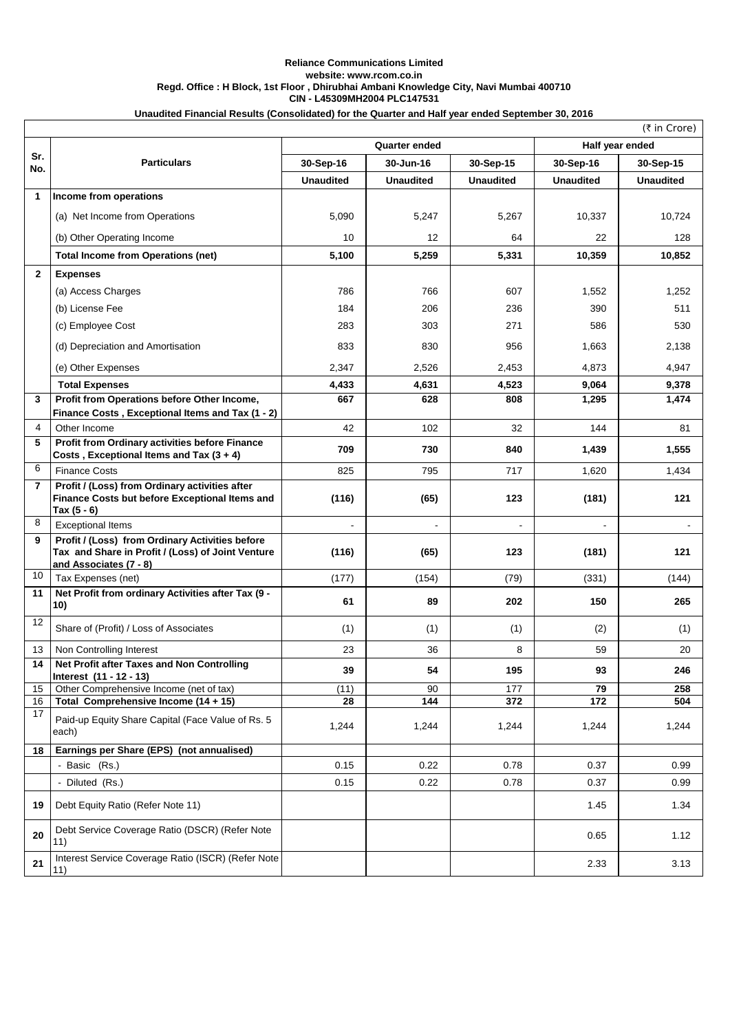**Reliance Communications Limited**
**website: www.rcom.co.in**
**Regd. Office : H Block, 1st Floor , Dhirubhai Ambani Knowledge City, Navi Mumbai 400710**
**CIN - L45309MH2004 PLC147531**

**Unaudited Financial Results (Consolidated) for the Quarter and Half year ended September 30, 2016**

(₹ in Crore)

| Sr. No. | Particulars | Quarter ended | | | Half year ended | |
|---|---|---|---|---|---|---|
| | | 30-Sep-16 | 30-Jun-16 | 30-Sep-15 | 30-Sep-16 | 30-Sep-15 |
| | | Unaudited | Unaudited | Unaudited | Unaudited | Unaudited |
| **1** | **Income from operations** | | | | | |
| | (a) Net Income from Operations | 5,090 | 5,247 | 5,267 | 10,337 | 10,724 |
| | (b) Other Operating Income | 10 | 12 | 64 | 22 | 128 |
| | **Total Income from Operations (net)** | **5,100** | **5,259** | **5,331** | **10,359** | **10,852** |
| **2** | **Expenses** | | | | | |
| | (a) Access Charges | 786 | 766 | 607 | 1,552 | 1,252 |
| | (b) License Fee | 184 | 206 | 236 | 390 | 511 |
| | (c) Employee Cost | 283 | 303 | 271 | 586 | 530 |
| | (d) Depreciation and Amortisation | 833 | 830 | 956 | 1,663 | 2,138 |
| | (e) Other Expenses | 2,347 | 2,526 | 2,453 | 4,873 | 4,947 |
| | **Total Expenses** | **4,433** | **4,631** | **4,523** | **9,064** | **9,378** |
| **3** | **Profit from Operations before Other Income, Finance Costs , Exceptional Items and Tax (1 - 2)** | **667** | **628** | **808** | **1,295** | **1,474** |
| 4 | Other Income | 42 | 102 | 32 | 144 | 81 |
| **5** | **Profit from Ordinary activities before Finance Costs , Exceptional Items and Tax (3 + 4)** | **709** | **730** | **840** | **1,439** | **1,555** |
| 6 | Finance Costs | 825 | 795 | 717 | 1,620 | 1,434 |
| **7** | **Profit / (Loss) from Ordinary activities after Finance Costs but before Exceptional Items and Tax (5 - 6)** | **(116)** | **(65)** | **123** | **(181)** | **121** |
| 8 | Exceptional Items | - | - | - | - | - |
| **9** | **Profit / (Loss) from Ordinary Activities before Tax and Share in Profit / (Loss) of Joint Venture and Associates (7 - 8)** | **(116)** | **(65)** | **123** | **(181)** | **121** |
| 10 | Tax Expenses (net) | (177) | (154) | (79) | (331) | (144) |
| **11** | **Net Profit from ordinary Activities after Tax (9 - 10)** | **61** | **89** | **202** | **150** | **265** |
| 12 | Share of (Profit) / Loss of Associates | (1) | (1) | (1) | (2) | (1) |
| 13 | Non Controlling Interest | 23 | 36 | 8 | 59 | 20 |
| **14** | **Net Profit after Taxes and Non Controlling Interest (11 - 12 - 13)** | **39** | **54** | **195** | **93** | **246** |
| 15 | Other Comprehensive Income (net of tax) | (11) | 90 | 177 | **79** | **258** |
| 16 | **Total Comprehensive Income (14 + 15)** | **28** | **144** | **372** | **172** | **504** |
| 17 | Paid-up Equity Share Capital (Face Value of Rs. 5 each) | 1,244 | 1,244 | 1,244 | 1,244 | 1,244 |
| **18** | **Earnings per Share (EPS) (not annualised)** | | | | | |
| | - Basic (Rs.) | 0.15 | 0.22 | 0.78 | 0.37 | 0.99 |
| | - Diluted (Rs.) | 0.15 | 0.22 | 0.78 | 0.37 | 0.99 |
| **19** | Debt Equity Ratio (Refer Note 11) | | | | 1.45 | 1.34 |
| **20** | Debt Service Coverage Ratio (DSCR) (Refer Note 11) | | | | 0.65 | 1.12 |
| **21** | Interest Service Coverage Ratio (ISCR) (Refer Note 11) | | | | 2.33 | 3.13 |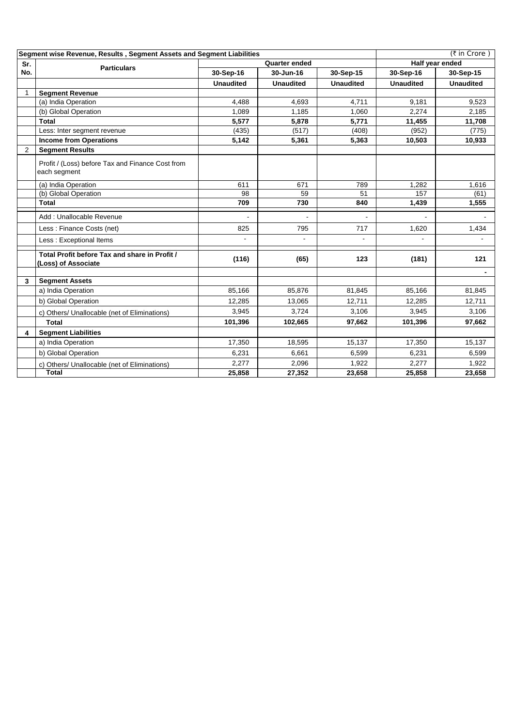| Segment wise Revenue, Results , Segment Assets and Segment Liabilities | | | | | | (₹ in Crore ) |
|---|---|---|---|---|---|---|
| Sr. No. | Particulars | Quarter ended | | | Half year ended | |
| | | 30-Sep-16 | 30-Jun-16 | 30-Sep-15 | 30-Sep-16 | 30-Sep-15 |
| | | Unaudited | Unaudited | Unaudited | Unaudited | Unaudited |
| 1 | **Segment Revenue** | | | | | |
| | (a) India Operation | 4,488 | 4,693 | 4,711 | 9,181 | 9,523 |
| | (b) Global Operation | 1,089 | 1,185 | 1,060 | 2,274 | 2,185 |
| | **Total** | **5,577** | **5,878** | **5,771** | **11,455** | **11,708** |
| | Less: Inter segment revenue | (435) | (517) | (408) | (952) | (775) |
| | **Income from Operations** | **5,142** | **5,361** | **5,363** | **10,503** | **10,933** |
| 2 | **Segment Results** | | | | | |
| | Profit / (Loss) before Tax and Finance Cost from each segment | | | | | |
| | (a) India Operation | 611 | 671 | 789 | 1,282 | 1,616 |
| | (b) Global Operation | 98 | 59 | 51 | 157 | (61) |
| | **Total** | **709** | **730** | **840** | **1,439** | **1,555** |
| | Add : Unallocable Revenue | - | - | - | - | - |
| | Less : Finance Costs (net) | 825 | 795 | 717 | 1,620 | 1,434 |
| | Less : Exceptional Items | - | - | - | - | - |
| | **Total Profit before Tax and share in Profit / (Loss) of Associate** | **(116)** | **(65)** | **123** | **(181)** | **121** |
| | | | | | | **-** |
| **3** | **Segment Assets** | | | | | |
| | a) India Operation | 85,166 | 85,876 | 81,845 | 85,166 | 81,845 |
| | b) Global Operation | 12,285 | 13,065 | 12,711 | 12,285 | 12,711 |
| | c) Others/ Unallocable (net of Eliminations) | 3,945 | 3,724 | 3,106 | 3,945 | 3,106 |
| | **Total** | **101,396** | **102,665** | **97,662** | **101,396** | **97,662** |
| **4** | **Segment Liabilities** | | | | | |
| | a) India Operation | 17,350 | 18,595 | 15,137 | 17,350 | 15,137 |
| | b) Global Operation | 6,231 | 6,661 | 6,599 | 6,231 | 6,599 |
| | c) Others/ Unallocable (net of Eliminations) | 2,277 | 2,096 | 1,922 | 2,277 | 1,922 |
| | **Total** | **25,858** | **27,352** | **23,658** | **25,858** | **23,658** |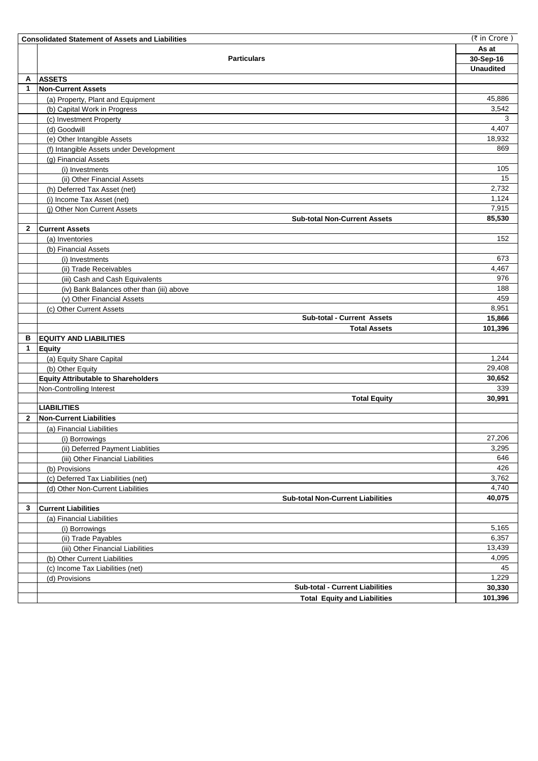| | Consolidated Statement of Assets and Liabilities | (₹ in Crore ) |
|---|---|---|
| | **Particulars** | **As at** |
| | | **30-Sep-16** |
| | | **Unaudited** |
| **A** | **ASSETS** | |
| **1** | **Non-Current Assets** | |
| | (a) Property, Plant and Equipment | 45,886 |
| | (b) Capital Work in Progress | 3,542 |
| | (c) Investment Property | 3 |
| | (d) Goodwill | 4,407 |
| | (e) Other Intangible Assets | 18,932 |
| | (f) Intangible Assets under Development | 869 |
| | (g) Financial Assets | |
| | (i) Investments | 105 |
| | (ii) Other Financial Assets | 15 |
| | (h) Deferred Tax Asset (net) | 2,732 |
| | (i) Income Tax Asset (net) | 1,124 |
| | (j) Other Non Current Assets | 7,915 |
| | **Sub-total Non-Current Assets** | **85,530** |
| **2** | **Current Assets** | |
| | (a) Inventories | 152 |
| | (b) Financial Assets | |
| | (i) Investments | 673 |
| | (ii) Trade Receivables | 4,467 |
| | (iii) Cash and Cash Equivalents | 976 |
| | (iv) Bank Balances other than (iii) above | 188 |
| | (v) Other Financial Assets | 459 |
| | (c) Other Current Assets | 8,951 |
| | **Sub-total - Current Assets** | **15,866** |
| | **Total Assets** | **101,396** |
| **B** | **EQUITY AND LIABILITIES** | |
| **1** | **Equity** | |
| | (a) Equity Share Capital | 1,244 |
| | (b) Other Equity | 29,408 |
| | **Equity Attributable to Shareholders** | **30,652** |
| | Non-Controlling Interest | 339 |
| | **Total Equity** | **30,991** |
| | **LIABILITIES** | |
| **2** | **Non-Current Liabilities** | |
| | (a) Financial Liabilities | |
| | (i) Borrowings | 27,206 |
| | (ii) Deferred Payment Liablities | 3,295 |
| | (iii) Other Financial Liabilities | 646 |
| | (b) Provisions | 426 |
| | (c) Deferred Tax Liabilities (net) | 3,762 |
| | (d) Other Non-Current Liabilities | 4,740 |
| | **Sub-total Non-Current Liabilities** | **40,075** |
| **3** | **Current Liabilities** | |
| | (a) Financial Liabilities | |
| | (i) Borrowings | 5,165 |
| | (ii) Trade Payables | 6,357 |
| | (iii) Other Financial Liabilities | 13,439 |
| | (b) Other Current Liabilities | 4,095 |
| | (c) Income Tax Liabilities (net) | 45 |
| | (d) Provisions | 1,229 |
| | **Sub-total - Current Liabilities** | **30,330** |
| | **Total Equity and Liabilities** | **101,396** |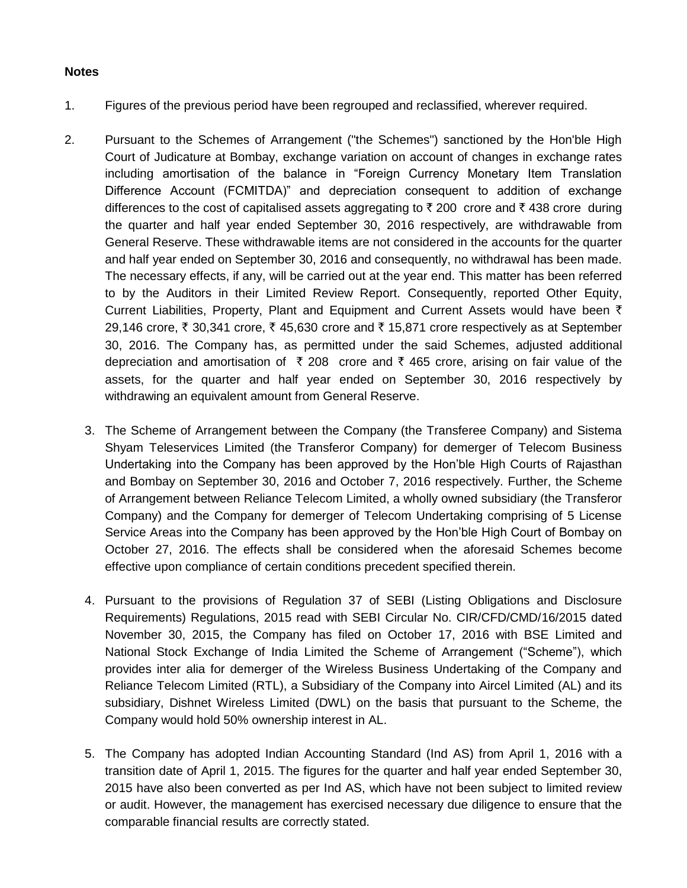**Notes**

1. Figures of the previous period have been regrouped and reclassified, wherever required.

2. Pursuant to the Schemes of Arrangement ("the Schemes") sanctioned by the Hon'ble High Court of Judicature at Bombay, exchange variation on account of changes in exchange rates including amortisation of the balance in "Foreign Currency Monetary Item Translation Difference Account (FCMITDA)" and depreciation consequent to addition of exchange differences to the cost of capitalised assets aggregating to ₹ 200 crore and ₹ 438 crore during the quarter and half year ended September 30, 2016 respectively, are withdrawable from General Reserve. These withdrawable items are not considered in the accounts for the quarter and half year ended on September 30, 2016 and consequently, no withdrawal has been made. The necessary effects, if any, will be carried out at the year end. This matter has been referred to by the Auditors in their Limited Review Report. Consequently, reported Other Equity, Current Liabilities, Property, Plant and Equipment and Current Assets would have been ₹ 29,146 crore, ₹ 30,341 crore, ₹ 45,630 crore and ₹ 15,871 crore respectively as at September 30, 2016. The Company has, as permitted under the said Schemes, adjusted additional depreciation and amortisation of ₹ 208 crore and ₹ 465 crore, arising on fair value of the assets, for the quarter and half year ended on September 30, 2016 respectively by withdrawing an equivalent amount from General Reserve.

3. The Scheme of Arrangement between the Company (the Transferee Company) and Sistema Shyam Teleservices Limited (the Transferor Company) for demerger of Telecom Business Undertaking into the Company has been approved by the Hon'ble High Courts of Rajasthan and Bombay on September 30, 2016 and October 7, 2016 respectively. Further, the Scheme of Arrangement between Reliance Telecom Limited, a wholly owned subsidiary (the Transferor Company) and the Company for demerger of Telecom Undertaking comprising of 5 License Service Areas into the Company has been approved by the Hon'ble High Court of Bombay on October 27, 2016. The effects shall be considered when the aforesaid Schemes become effective upon compliance of certain conditions precedent specified therein.

4. Pursuant to the provisions of Regulation 37 of SEBI (Listing Obligations and Disclosure Requirements) Regulations, 2015 read with SEBI Circular No. CIR/CFD/CMD/16/2015 dated November 30, 2015, the Company has filed on October 17, 2016 with BSE Limited and National Stock Exchange of India Limited the Scheme of Arrangement ("Scheme"), which provides inter alia for demerger of the Wireless Business Undertaking of the Company and Reliance Telecom Limited (RTL), a Subsidiary of the Company into Aircel Limited (AL) and its subsidiary, Dishnet Wireless Limited (DWL) on the basis that pursuant to the Scheme, the Company would hold 50% ownership interest in AL.

5. The Company has adopted Indian Accounting Standard (Ind AS) from April 1, 2016 with a transition date of April 1, 2015. The figures for the quarter and half year ended September 30, 2015 have also been converted as per Ind AS, which have not been subject to limited review or audit. However, the management has exercised necessary due diligence to ensure that the comparable financial results are correctly stated.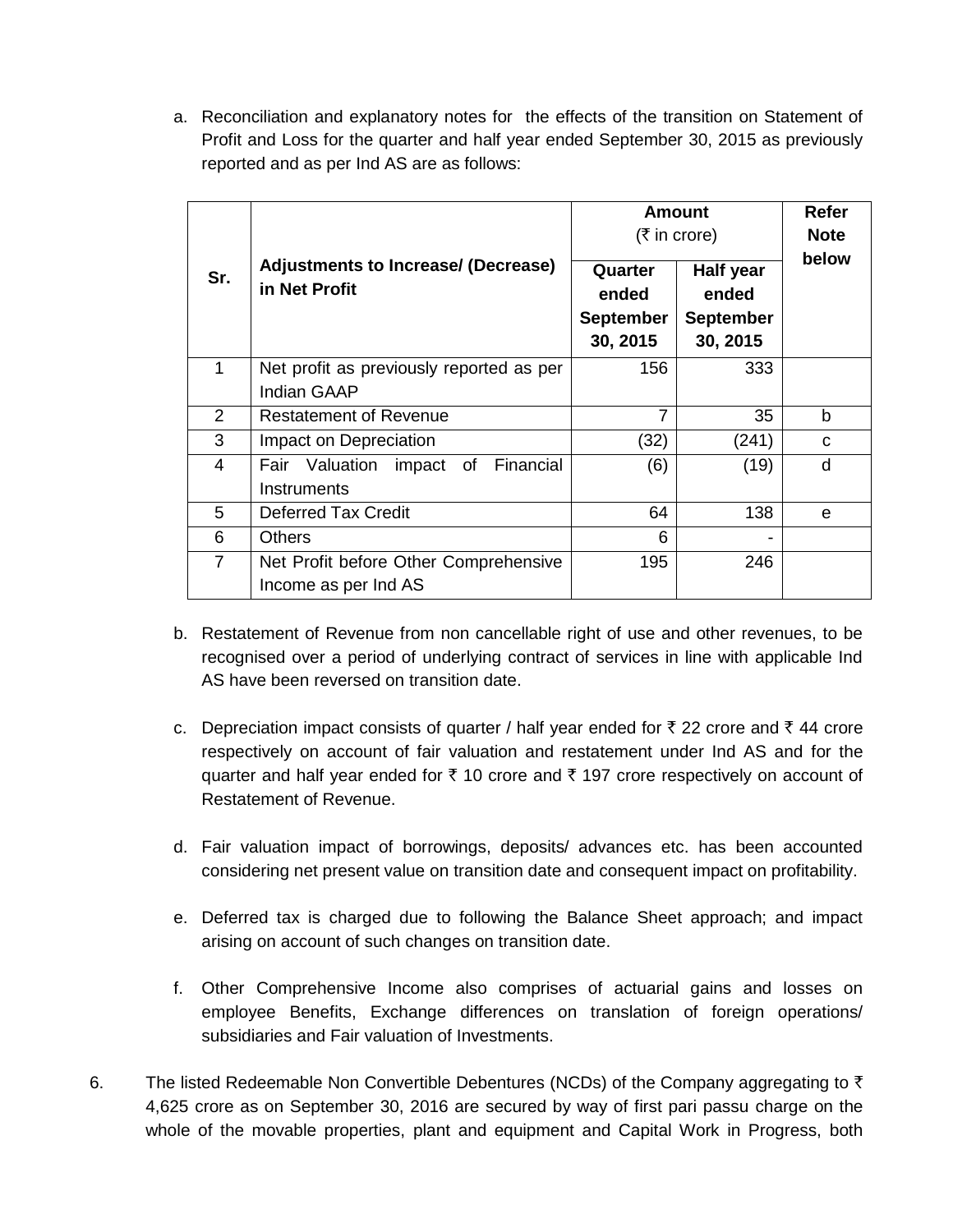a. Reconciliation and explanatory notes for the effects of the transition on Statement of Profit and Loss for the quarter and half year ended September 30, 2015 as previously reported and as per Ind AS are as follows:

| Sr. | Adjustments to Increase/ (Decrease) in Net Profit | Amount (₹ in crore) | | Refer Note below |
|---|---|---|---|---|
| | | Quarter ended September 30, 2015 | Half year ended September 30, 2015 | |
| 1 | Net profit as previously reported as per Indian GAAP | 156 | 333 | |
| 2 | Restatement of Revenue | 7 | 35 | b |
| 3 | Impact on Depreciation | (32) | (241) | c |
| 4 | Fair Valuation impact of Financial Instruments | (6) | (19) | d |
| 5 | Deferred Tax Credit | 64 | 138 | e |
| 6 | Others | 6 | - | |
| 7 | Net Profit before Other Comprehensive Income as per Ind AS | 195 | 246 | |

b. Restatement of Revenue from non cancellable right of use and other revenues, to be recognised over a period of underlying contract of services in line with applicable Ind AS have been reversed on transition date.

c. Depreciation impact consists of quarter / half year ended for ₹ 22 crore and ₹ 44 crore respectively on account of fair valuation and restatement under Ind AS and for the quarter and half year ended for ₹ 10 crore and ₹ 197 crore respectively on account of Restatement of Revenue.

d. Fair valuation impact of borrowings, deposits/ advances etc. has been accounted considering net present value on transition date and consequent impact on profitability.

e. Deferred tax is charged due to following the Balance Sheet approach; and impact arising on account of such changes on transition date.

f. Other Comprehensive Income also comprises of actuarial gains and losses on employee Benefits, Exchange differences on translation of foreign operations/ subsidiaries and Fair valuation of Investments.

6. The listed Redeemable Non Convertible Debentures (NCDs) of the Company aggregating to ₹ 4,625 crore as on September 30, 2016 are secured by way of first pari passu charge on the whole of the movable properties, plant and equipment and Capital Work in Progress, both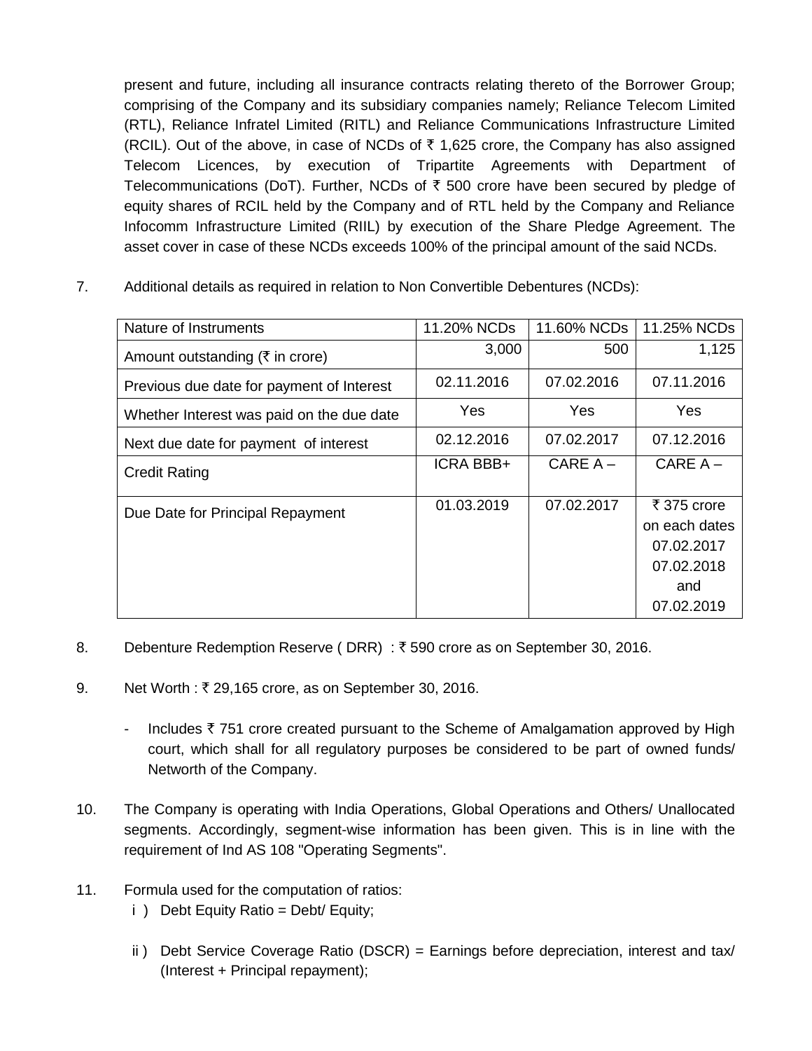present and future, including all insurance contracts relating thereto of the Borrower Group; comprising of the Company and its subsidiary companies namely; Reliance Telecom Limited (RTL), Reliance Infratel Limited (RITL) and Reliance Communications Infrastructure Limited (RCIL). Out of the above, in case of NCDs of ₹ 1,625 crore, the Company has also assigned Telecom Licences, by execution of Tripartite Agreements with Department of Telecommunications (DoT). Further, NCDs of ₹ 500 crore have been secured by pledge of equity shares of RCIL held by the Company and of RTL held by the Company and Reliance Infocomm Infrastructure Limited (RIIL) by execution of the Share Pledge Agreement. The asset cover in case of these NCDs exceeds 100% of the principal amount of the said NCDs.

7. Additional details as required in relation to Non Convertible Debentures (NCDs):

| Nature of Instruments | 11.20% NCDs | 11.60% NCDs | 11.25% NCDs |
|---|---|---|---|
| Amount outstanding (₹ in crore) | 3,000 | 500 | 1,125 |
| Previous due date for payment of Interest | 02.11.2016 | 07.02.2016 | 07.11.2016 |
| Whether Interest was paid on the due date | Yes | Yes | Yes |
| Next due date for payment of interest | 02.12.2016 | 07.02.2017 | 07.12.2016 |
| Credit Rating | ICRA BBB+ | CARE A – | CARE A – |
| Due Date for Principal Repayment | 01.03.2019 | 07.02.2017 | ₹ 375 crore on each dates 07.02.2017 07.02.2018 and 07.02.2019 |

8. Debenture Redemption Reserve ( DRR) : ₹ 590 crore as on September 30, 2016.

9. Net Worth : ₹ 29,165 crore, as on September 30, 2016.

   - Includes ₹ 751 crore created pursuant to the Scheme of Amalgamation approved by High court, which shall for all regulatory purposes be considered to be part of owned funds/ Networth of the Company.

10. The Company is operating with India Operations, Global Operations and Others/ Unallocated segments. Accordingly, segment-wise information has been given. This is in line with the requirement of Ind AS 108 "Operating Segments".

11. Formula used for the computation of ratios:

    i ) Debt Equity Ratio = Debt/ Equity;

    ii ) Debt Service Coverage Ratio (DSCR) = Earnings before depreciation, interest and tax/ (Interest + Principal repayment);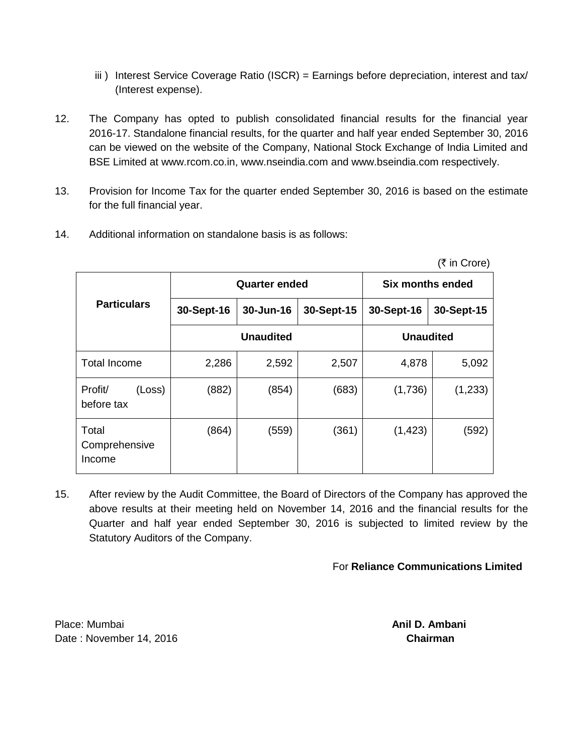iii ) Interest Service Coverage Ratio (ISCR) = Earnings before depreciation, interest and tax/ (Interest expense).

12. The Company has opted to publish consolidated financial results for the financial year 2016-17. Standalone financial results, for the quarter and half year ended September 30, 2016 can be viewed on the website of the Company, National Stock Exchange of India Limited and BSE Limited at www.rcom.co.in, www.nseindia.com and www.bseindia.com respectively.

13. Provision for Income Tax for the quarter ended September 30, 2016 is based on the estimate for the full financial year.

14. Additional information on standalone basis is as follows:

(₹ in Crore)

| Particulars | Quarter ended | | | Six months ended | |
|---|---|---|---|---|---|
| | 30-Sept-16 | 30-Jun-16 | 30-Sept-15 | 30-Sept-16 | 30-Sept-15 |
| | Unaudited | | | Unaudited | |
| Total Income | 2,286 | 2,592 | 2,507 | 4,878 | 5,092 |
| Profit/ (Loss) before tax | (882) | (854) | (683) | (1,736) | (1,233) |
| Total Comprehensive Income | (864) | (559) | (361) | (1,423) | (592) |

15. After review by the Audit Committee, the Board of Directors of the Company has approved the above results at their meeting held on November 14, 2016 and the financial results for the Quarter and half year ended September 30, 2016 is subjected to limited review by the Statutory Auditors of the Company.

For **Reliance Communications Limited**

Place: Mumbai
Date : November 14, 2016

**Anil D. Ambani**
**Chairman**